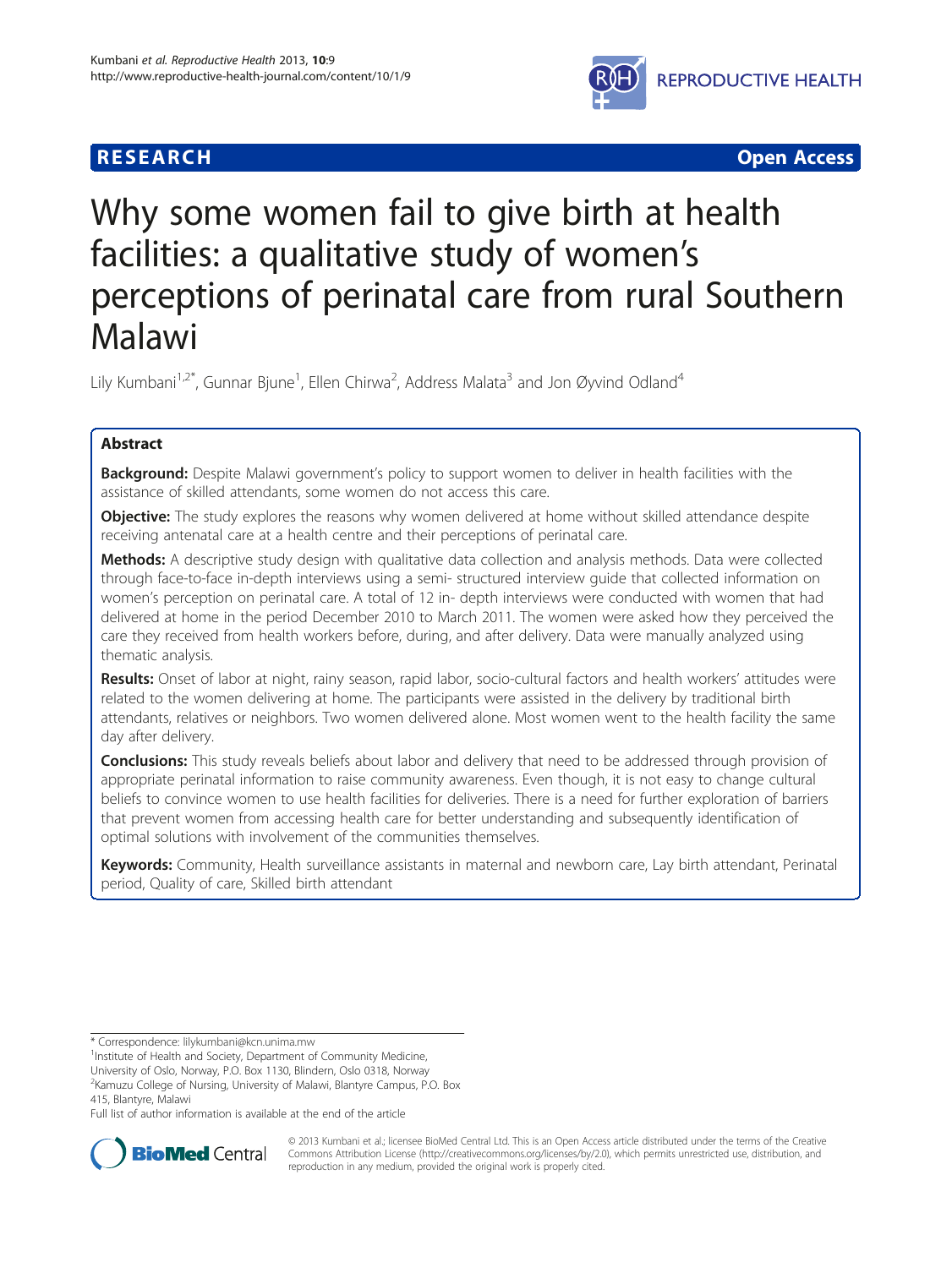RESEARCH | Open Access

# Why some women fail to give birth at health facilities: a qualitative study of women's perceptions of perinatal care from rural Southern Malawi

Lily Kumbani[1,2*], Gunnar Bjune[1], Ellen Chirwa[2], Address Malata[3] and Jon Øyvind Odland[4]

## Abstract

**Background:** Despite Malawi government's policy to support women to deliver in health facilities with the assistance of skilled attendants, some women do not access this care.

**Objective:** The study explores the reasons why women delivered at home without skilled attendance despite receiving antenatal care at a health centre and their perceptions of perinatal care.

**Methods:** A descriptive study design with qualitative data collection and analysis methods. Data were collected through face-to-face in-depth interviews using a semi- structured interview guide that collected information on women's perception on perinatal care. A total of 12 in- depth interviews were conducted with women that had delivered at home in the period December 2010 to March 2011. The women were asked how they perceived the care they received from health workers before, during, and after delivery. Data were manually analyzed using thematic analysis.

**Results:** Onset of labor at night, rainy season, rapid labor, socio-cultural factors and health workers' attitudes were related to the women delivering at home. The participants were assisted in the delivery by traditional birth attendants, relatives or neighbors. Two women delivered alone. Most women went to the health facility the same day after delivery.

**Conclusions:** This study reveals beliefs about labor and delivery that need to be addressed through provision of appropriate perinatal information to raise community awareness. Even though, it is not easy to change cultural beliefs to convince women to use health facilities for deliveries. There is a need for further exploration of barriers that prevent women from accessing health care for better understanding and subsequently identification of optimal solutions with involvement of the communities themselves.

**Keywords:** Community, Health surveillance assistants in maternal and newborn care, Lay birth attendant, Perinatal period, Quality of care, Skilled birth attendant

\* Correspondence: lilykumbani@kcn.unima.mw
[1]Institute of Health and Society, Department of Community Medicine, University of Oslo, Norway, P.O. Box 1130, Blindern, Oslo 0318, Norway
[2]Kamuzu College of Nursing, University of Malawi, Blantyre Campus, P.O. Box 415, Blantyre, Malawi
Full list of author information is available at the end of the article

© 2013 Kumbani et al.; licensee BioMed Central Ltd. This is an Open Access article distributed under the terms of the Creative Commons Attribution License (http://creativecommons.org/licenses/by/2.0), which permits unrestricted use, distribution, and reproduction in any medium, provided the original work is properly cited.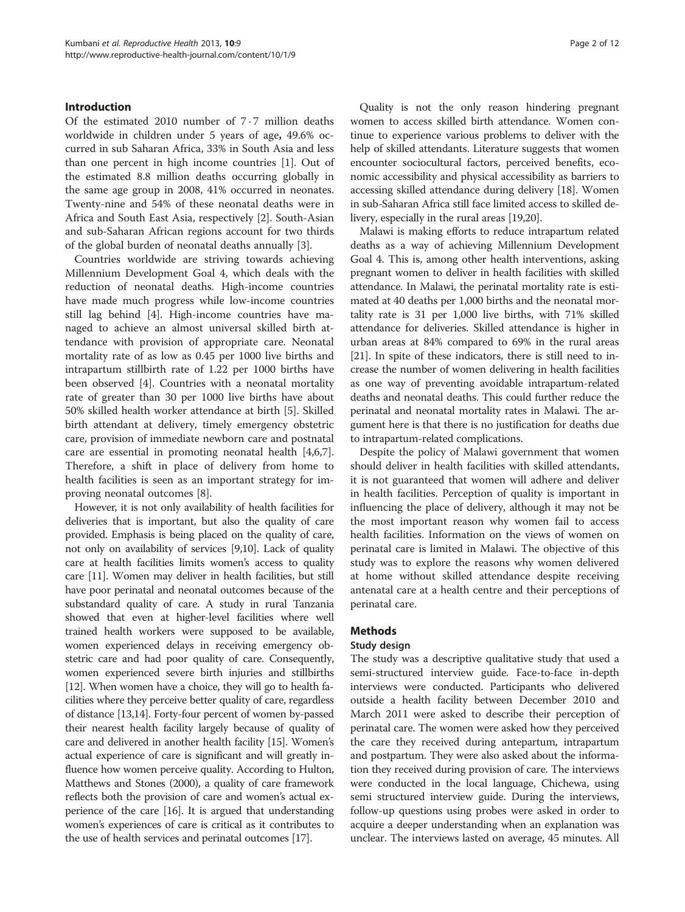## Introduction

Of the estimated 2010 number of 7·7 million deaths worldwide in children under 5 years of age, 49.6% occurred in sub Saharan Africa, 33% in South Asia and less than one percent in high income countries [1]. Out of the estimated 8.8 million deaths occurring globally in the same age group in 2008, 41% occurred in neonates. Twenty-nine and 54% of these neonatal deaths were in Africa and South East Asia, respectively [2]. South-Asian and sub-Saharan African regions account for two thirds of the global burden of neonatal deaths annually [3].

Countries worldwide are striving towards achieving Millennium Development Goal 4, which deals with the reduction of neonatal deaths. High-income countries have made much progress while low-income countries still lag behind [4]. High-income countries have managed to achieve an almost universal skilled birth attendance with provision of appropriate care. Neonatal mortality rate of as low as 0.45 per 1000 live births and intrapartum stillbirth rate of 1.22 per 1000 births have been observed [4]. Countries with a neonatal mortality rate of greater than 30 per 1000 live births have about 50% skilled health worker attendance at birth [5]. Skilled birth attendant at delivery, timely emergency obstetric care, provision of immediate newborn care and postnatal care are essential in promoting neonatal health [4,6,7]. Therefore, a shift in place of delivery from home to health facilities is seen as an important strategy for improving neonatal outcomes [8].

However, it is not only availability of health facilities for deliveries that is important, but also the quality of care provided. Emphasis is being placed on the quality of care, not only on availability of services [9,10]. Lack of quality care at health facilities limits women's access to quality care [11]. Women may deliver in health facilities, but still have poor perinatal and neonatal outcomes because of the substandard quality of care. A study in rural Tanzania showed that even at higher-level facilities where well trained health workers were supposed to be available, women experienced delays in receiving emergency obstetric care and had poor quality of care. Consequently, women experienced severe birth injuries and stillbirths [12]. When women have a choice, they will go to health facilities where they perceive better quality of care, regardless of distance [13,14]. Forty-four percent of women by-passed their nearest health facility largely because of quality of care and delivered in another health facility [15]. Women's actual experience of care is significant and will greatly influence how women perceive quality. According to Hulton, Matthews and Stones (2000), a quality of care framework reflects both the provision of care and women's actual experience of the care [16]. It is argued that understanding women's experiences of care is critical as it contributes to the use of health services and perinatal outcomes [17].

Quality is not the only reason hindering pregnant women to access skilled birth attendance. Women continue to experience various problems to deliver with the help of skilled attendants. Literature suggests that women encounter sociocultural factors, perceived benefits, economic accessibility and physical accessibility as barriers to accessing skilled attendance during delivery [18]. Women in sub-Saharan Africa still face limited access to skilled delivery, especially in the rural areas [19,20].

Malawi is making efforts to reduce intrapartum related deaths as a way of achieving Millennium Development Goal 4. This is, among other health interventions, asking pregnant women to deliver in health facilities with skilled attendance. In Malawi, the perinatal mortality rate is estimated at 40 deaths per 1,000 births and the neonatal mortality rate is 31 per 1,000 live births, with 71% skilled attendance for deliveries. Skilled attendance is higher in urban areas at 84% compared to 69% in the rural areas [21]. In spite of these indicators, there is still need to increase the number of women delivering in health facilities as one way of preventing avoidable intrapartum-related deaths and neonatal deaths. This could further reduce the perinatal and neonatal mortality rates in Malawi. The argument here is that there is no justification for deaths due to intrapartum-related complications.

Despite the policy of Malawi government that women should deliver in health facilities with skilled attendants, it is not guaranteed that women will adhere and deliver in health facilities. Perception of quality is important in influencing the place of delivery, although it may not be the most important reason why women fail to access health facilities. Information on the views of women on perinatal care is limited in Malawi. The objective of this study was to explore the reasons why women delivered at home without skilled attendance despite receiving antenatal care at a health centre and their perceptions of perinatal care.

## Methods

### Study design

The study was a descriptive qualitative study that used a semi-structured interview guide. Face-to-face in-depth interviews were conducted. Participants who delivered outside a health facility between December 2010 and March 2011 were asked to describe their perception of perinatal care. The women were asked how they perceived the care they received during antepartum, intrapartum and postpartum. They were also asked about the information they received during provision of care. The interviews were conducted in the local language, Chichewa, using semi structured interview guide. During the interviews, follow-up questions using probes were asked in order to acquire a deeper understanding when an explanation was unclear. The interviews lasted on average, 45 minutes. All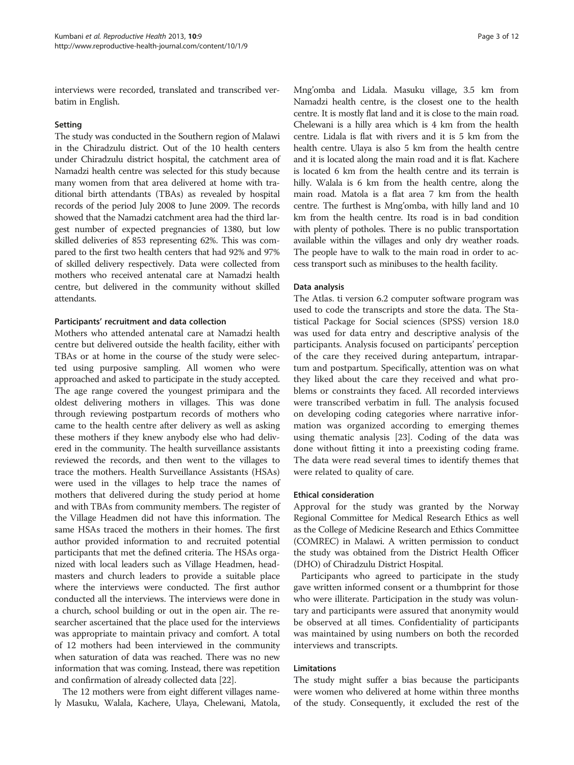interviews were recorded, translated and transcribed verbatim in English.

### Setting

The study was conducted in the Southern region of Malawi in the Chiradzulu district. Out of the 10 health centers under Chiradzulu district hospital, the catchment area of Namadzi health centre was selected for this study because many women from that area delivered at home with traditional birth attendants (TBAs) as revealed by hospital records of the period July 2008 to June 2009. The records showed that the Namadzi catchment area had the third largest number of expected pregnancies of 1380, but low skilled deliveries of 853 representing 62%. This was compared to the first two health centers that had 92% and 97% of skilled delivery respectively. Data were collected from mothers who received antenatal care at Namadzi health centre, but delivered in the community without skilled attendants.

### Participants' recruitment and data collection

Mothers who attended antenatal care at Namadzi health centre but delivered outside the health facility, either with TBAs or at home in the course of the study were selected using purposive sampling. All women who were approached and asked to participate in the study accepted. The age range covered the youngest primipara and the oldest delivering mothers in villages. This was done through reviewing postpartum records of mothers who came to the health centre after delivery as well as asking these mothers if they knew anybody else who had delivered in the community. The health surveillance assistants reviewed the records, and then went to the villages to trace the mothers. Health Surveillance Assistants (HSAs) were used in the villages to help trace the names of mothers that delivered during the study period at home and with TBAs from community members. The register of the Village Headmen did not have this information. The same HSAs traced the mothers in their homes. The first author provided information to and recruited potential participants that met the defined criteria. The HSAs organized with local leaders such as Village Headmen, headmasters and church leaders to provide a suitable place where the interviews were conducted. The first author conducted all the interviews. The interviews were done in a church, school building or out in the open air. The researcher ascertained that the place used for the interviews was appropriate to maintain privacy and comfort. A total of 12 mothers had been interviewed in the community when saturation of data was reached. There was no new information that was coming. Instead, there was repetition and confirmation of already collected data [22].

The 12 mothers were from eight different villages namely Masuku, Walala, Kachere, Ulaya, Chelewani, Matola, Mng'omba and Lidala. Masuku village, 3.5 km from Namadzi health centre, is the closest one to the health centre. It is mostly flat land and it is close to the main road. Chelewani is a hilly area which is 4 km from the health centre. Lidala is flat with rivers and it is 5 km from the health centre. Ulaya is also 5 km from the health centre and it is located along the main road and it is flat. Kachere is located 6 km from the health centre and its terrain is hilly. Walala is 6 km from the health centre, along the main road. Matola is a flat area 7 km from the health centre. The furthest is Mng'omba, with hilly land and 10 km from the health centre. Its road is in bad condition with plenty of potholes. There is no public transportation available within the villages and only dry weather roads. The people have to walk to the main road in order to access transport such as minibuses to the health facility.

### Data analysis

The Atlas. ti version 6.2 computer software program was used to code the transcripts and store the data. The Statistical Package for Social sciences (SPSS) version 18.0 was used for data entry and descriptive analysis of the participants. Analysis focused on participants' perception of the care they received during antepartum, intrapartum and postpartum. Specifically, attention was on what they liked about the care they received and what problems or constraints they faced. All recorded interviews were transcribed verbatim in full. The analysis focused on developing coding categories where narrative information was organized according to emerging themes using thematic analysis [23]. Coding of the data was done without fitting it into a preexisting coding frame. The data were read several times to identify themes that were related to quality of care.

### Ethical consideration

Approval for the study was granted by the Norway Regional Committee for Medical Research Ethics as well as the College of Medicine Research and Ethics Committee (COMREC) in Malawi. A written permission to conduct the study was obtained from the District Health Officer (DHO) of Chiradzulu District Hospital.

Participants who agreed to participate in the study gave written informed consent or a thumbprint for those who were illiterate. Participation in the study was voluntary and participants were assured that anonymity would be observed at all times. Confidentiality of participants was maintained by using numbers on both the recorded interviews and transcripts.

### Limitations

The study might suffer a bias because the participants were women who delivered at home within three months of the study. Consequently, it excluded the rest of the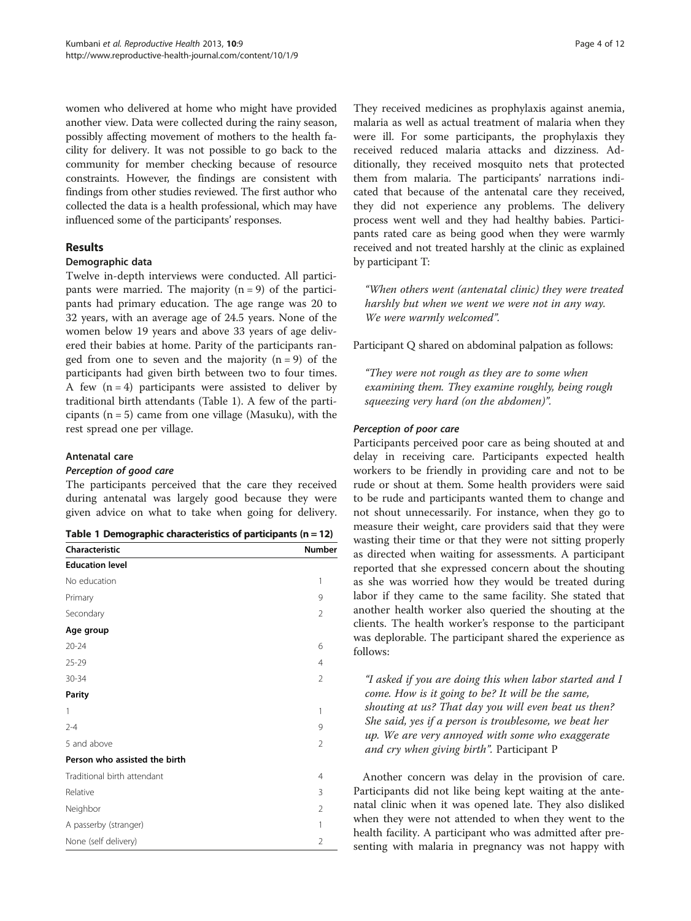women who delivered at home who might have provided another view. Data were collected during the rainy season, possibly affecting movement of mothers to the health facility for delivery. It was not possible to go back to the community for member checking because of resource constraints. However, the findings are consistent with findings from other studies reviewed. The first author who collected the data is a health professional, which may have influenced some of the participants' responses.

## Results

### Demographic data

Twelve in-depth interviews were conducted. All participants were married. The majority (n = 9) of the participants had primary education. The age range was 20 to 32 years, with an average age of 24.5 years. None of the women below 19 years and above 33 years of age delivered their babies at home. Parity of the participants ranged from one to seven and the majority (n = 9) of the participants had given birth between two to four times. A few (n = 4) participants were assisted to deliver by traditional birth attendants (Table 1). A few of the participants (n = 5) came from one village (Masuku), with the rest spread one per village.

### Antenatal care

#### *Perception of good care*

The participants perceived that the care they received during antenatal was largely good because they were given advice on what to take when going for delivery. They received medicines as prophylaxis against anemia, malaria as well as actual treatment of malaria when they were ill. For some participants, the prophylaxis they received reduced malaria attacks and dizziness. Additionally, they received mosquito nets that protected them from malaria. The participants' narrations indicated that because of the antenatal care they received, they did not experience any problems. The delivery process went well and they had healthy babies. Participants rated care as being good when they were warmly received and not treated harshly at the clinic as explained by participant T:

> *"When others went (antenatal clinic) they were treated harshly but when we went we were not in any way. We were warmly welcomed".*

Participant Q shared on abdominal palpation as follows:

> *"They were not rough as they are to some when examining them. They examine roughly, being rough squeezing very hard (on the abdomen)".*

**Table 1 Demographic characteristics of participants (n = 12)**

| Characteristic | Number |
|---|---|
| **Education level** | |
| No education | 1 |
| Primary | 9 |
| Secondary | 2 |
| **Age group** | |
| 20-24 | 6 |
| 25-29 | 4 |
| 30-34 | 2 |
| **Parity** | |
| 1 | 1 |
| 2-4 | 9 |
| 5 and above | 2 |
| **Person who assisted the birth** | |
| Traditional birth attendant | 4 |
| Relative | 3 |
| Neighbor | 2 |
| A passerby (stranger) | 1 |
| None (self delivery) | 2 |

#### *Perception of poor care*

Participants perceived poor care as being shouted at and delay in receiving care. Participants expected health workers to be friendly in providing care and not to be rude or shout at them. Some health providers were said to be rude and participants wanted them to change and not shout unnecessarily. For instance, when they go to measure their weight, care providers said that they were wasting their time or that they were not sitting properly as directed when waiting for assessments. A participant reported that she expressed concern about the shouting as she was worried how they would be treated during labor if they came to the same facility. She stated that another health worker also queried the shouting at the clients. The health worker's response to the participant was deplorable. The participant shared the experience as follows:

> *"I asked if you are doing this when labor started and I come. How is it going to be? It will be the same, shouting at us? That day you will even beat us then? She said, yes if a person is troublesome, we beat her up. We are very annoyed with some who exaggerate and cry when giving birth".* Participant P

Another concern was delay in the provision of care. Participants did not like being kept waiting at the antenatal clinic when it was opened late. They also disliked when they were not attended to when they went to the health facility. A participant who was admitted after presenting with malaria in pregnancy was not happy with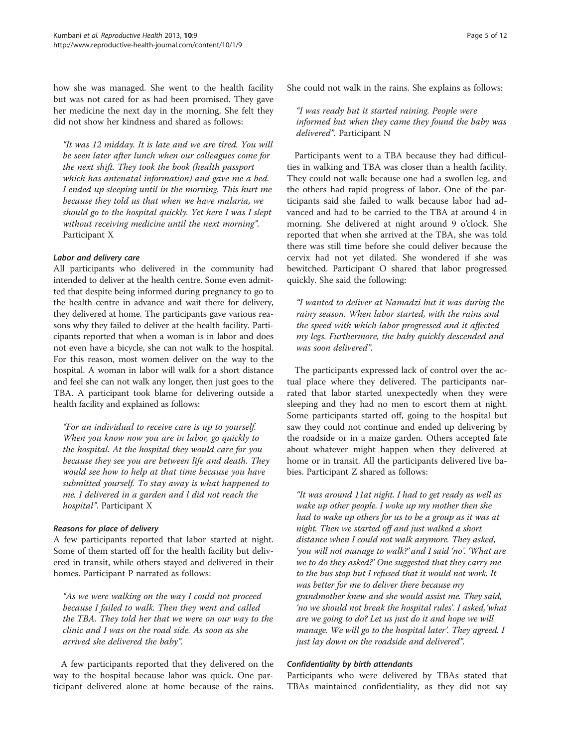how she was managed. She went to the health facility but was not cared for as had been promised. They gave her medicine the next day in the morning. She felt they did not show her kindness and shared as follows:

> *"It was 12 midday. It is late and we are tired. You will be seen later after lunch when our colleagues come for the next shift. They took the book (health passport which has antenatal information) and gave me a bed. I ended up sleeping until in the morning. This hurt me because they told us that when we have malaria, we should go to the hospital quickly. Yet here I was I slept without receiving medicine until the next morning".* Participant X

#### *Labor and delivery care*

All participants who delivered in the community had intended to deliver at the health centre. Some even admitted that despite being informed during pregnancy to go to the health centre in advance and wait there for delivery, they delivered at home. The participants gave various reasons why they failed to deliver at the health facility. Participants reported that when a woman is in labor and does not even have a bicycle, she can not walk to the hospital. For this reason, most women deliver on the way to the hospital. A woman in labor will walk for a short distance and feel she can not walk any longer, then just goes to the TBA. A participant took blame for delivering outside a health facility and explained as follows:

> *"For an individual to receive care is up to yourself. When you know now you are in labor, go quickly to the hospital. At the hospital they would care for you because they see you are between life and death. They would see how to help at that time because you have submitted yourself. To stay away is what happened to me. I delivered in a garden and l did not reach the hospital".* Participant X

#### *Reasons for place of delivery*

A few participants reported that labor started at night. Some of them started off for the health facility but delivered in transit, while others stayed and delivered in their homes. Participant P narrated as follows:

> *"As we were walking on the way I could not proceed because I failed to walk. Then they went and called the TBA. They told her that we were on our way to the clinic and I was on the road side. As soon as she arrived she delivered the baby".*

A few participants reported that they delivered on the way to the hospital because labor was quick. One participant delivered alone at home because of the rains. She could not walk in the rains. She explains as follows:

> *"I was ready but it started raining. People were informed but when they came they found the baby was delivered".* Participant N

Participants went to a TBA because they had difficulties in walking and TBA was closer than a health facility. They could not walk because one had a swollen leg, and the others had rapid progress of labor. One of the participants said she failed to walk because labor had advanced and had to be carried to the TBA at around 4 in morning. She delivered at night around 9 o'clock. She reported that when she arrived at the TBA, she was told there was still time before she could deliver because the cervix had not yet dilated. She wondered if she was bewitched. Participant O shared that labor progressed quickly. She said the following:

> *"I wanted to deliver at Namadzi but it was during the rainy season. When labor started, with the rains and the speed with which labor progressed and it affected my legs. Furthermore, the baby quickly descended and was soon delivered".*

The participants expressed lack of control over the actual place where they delivered. The participants narrated that labor started unexpectedly when they were sleeping and they had no men to escort them at night. Some participants started off, going to the hospital but saw they could not continue and ended up delivering by the roadside or in a maize garden. Others accepted fate about whatever might happen when they delivered at home or in transit. All the participants delivered live babies. Participant Z shared as follows:

> *"It was around 11at night. I had to get ready as well as wake up other people. I woke up my mother then she had to wake up others for us to be a group as it was at night. Then we started off and just walked a short distance when I could not walk anymore. They asked, 'you will not manage to walk?' and I said 'no'. 'What are we to do they asked?' One suggested that they carry me to the bus stop but I refused that it would not work. It was better for me to deliver there because my grandmother knew and she would assist me. They said, 'no we should not break the hospital rules'. I asked,'what are we going to do? Let us just do it and hope we will manage. We will go to the hospital later'. They agreed. I just lay down on the roadside and delivered".*

#### *Confidentiality by birth attendants*

Participants who were delivered by TBAs stated that TBAs maintained confidentiality, as they did not say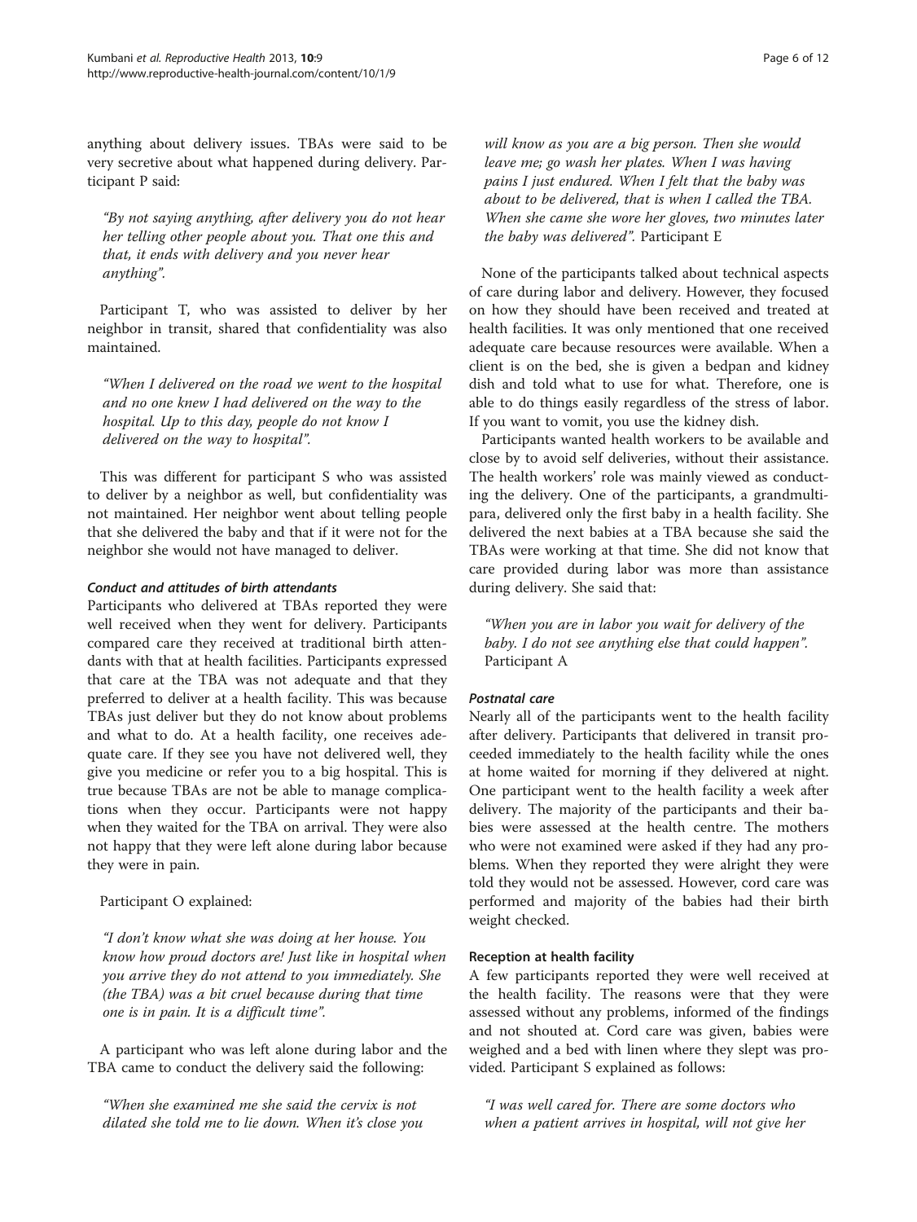anything about delivery issues. TBAs were said to be very secretive about what happened during delivery. Participant P said:

> *"By not saying anything, after delivery you do not hear her telling other people about you. That one this and that, it ends with delivery and you never hear anything".*

Participant T, who was assisted to deliver by her neighbor in transit, shared that confidentiality was also maintained.

> *"When I delivered on the road we went to the hospital and no one knew I had delivered on the way to the hospital. Up to this day, people do not know I delivered on the way to hospital".*

This was different for participant S who was assisted to deliver by a neighbor as well, but confidentiality was not maintained. Her neighbor went about telling people that she delivered the baby and that if it were not for the neighbor she would not have managed to deliver.

#### *Conduct and attitudes of birth attendants*

Participants who delivered at TBAs reported they were well received when they went for delivery. Participants compared care they received at traditional birth attendants with that at health facilities. Participants expressed that care at the TBA was not adequate and that they preferred to deliver at a health facility. This was because TBAs just deliver but they do not know about problems and what to do. At a health facility, one receives adequate care. If they see you have not delivered well, they give you medicine or refer you to a big hospital. This is true because TBAs are not be able to manage complications when they occur. Participants were not happy when they waited for the TBA on arrival. They were also not happy that they were left alone during labor because they were in pain.

Participant O explained:

> *"I don't know what she was doing at her house. You know how proud doctors are! Just like in hospital when you arrive they do not attend to you immediately. She (the TBA) was a bit cruel because during that time one is in pain. It is a difficult time".*

A participant who was left alone during labor and the TBA came to conduct the delivery said the following:

> *"When she examined me she said the cervix is not dilated she told me to lie down. When it's close you will know as you are a big person. Then she would leave me; go wash her plates. When I was having pains I just endured. When I felt that the baby was about to be delivered, that is when I called the TBA. When she came she wore her gloves, two minutes later the baby was delivered".* Participant E

None of the participants talked about technical aspects of care during labor and delivery. However, they focused on how they should have been received and treated at health facilities. It was only mentioned that one received adequate care because resources were available. When a client is on the bed, she is given a bedpan and kidney dish and told what to use for what. Therefore, one is able to do things easily regardless of the stress of labor. If you want to vomit, you use the kidney dish.

Participants wanted health workers to be available and close by to avoid self deliveries, without their assistance. The health workers' role was mainly viewed as conducting the delivery. One of the participants, a grandmultipara, delivered only the first baby in a health facility. She delivered the next babies at a TBA because she said the TBAs were working at that time. She did not know that care provided during labor was more than assistance during delivery. She said that:

> *"When you are in labor you wait for delivery of the baby. I do not see anything else that could happen".* Participant A

#### *Postnatal care*

Nearly all of the participants went to the health facility after delivery. Participants that delivered in transit proceeded immediately to the health facility while the ones at home waited for morning if they delivered at night. One participant went to the health facility a week after delivery. The majority of the participants and their babies were assessed at the health centre. The mothers who were not examined were asked if they had any problems. When they reported they were alright they were told they would not be assessed. However, cord care was performed and majority of the babies had their birth weight checked.

### Reception at health facility

A few participants reported they were well received at the health facility. The reasons were that they were assessed without any problems, informed of the findings and not shouted at. Cord care was given, babies were weighed and a bed with linen where they slept was provided. Participant S explained as follows:

> *"I was well cared for. There are some doctors who when a patient arrives in hospital, will not give her*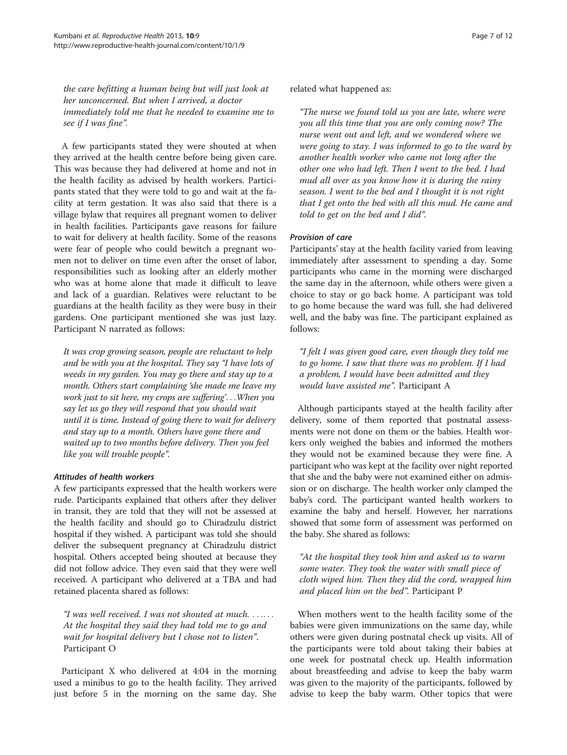*the care befitting a human being but will just look at her unconcerned. But when I arrived, a doctor immediately told me that he needed to examine me to see if I was fine".*

A few participants stated they were shouted at when they arrived at the health centre before being given care. This was because they had delivered at home and not in the health facility as advised by health workers. Participants stated that they were told to go and wait at the facility at term gestation. It was also said that there is a village bylaw that requires all pregnant women to deliver in health facilities. Participants gave reasons for failure to wait for delivery at health facility. Some of the reasons were fear of people who could bewitch a pregnant women not to deliver on time even after the onset of labor, responsibilities such as looking after an elderly mother who was at home alone that made it difficult to leave and lack of a guardian. Relatives were reluctant to be guardians at the health facility as they were busy in their gardens. One participant mentioned she was just lazy. Participant N narrated as follows:

> *It was crop growing season, people are reluctant to help and be with you at the hospital. They say "I have lots of weeds in my garden. You may go there and stay up to a month. Others start complaining 'she made me leave my work just to sit here, my crops are suffering'…When you say let us go they will respond that you should wait until it is time. Instead of going there to wait for delivery and stay up to a month. Others have gone there and waited up to two months before delivery. Then you feel like you will trouble people".*

#### Attitudes of health workers

A few participants expressed that the health workers were rude. Participants explained that others after they deliver in transit, they are told that they will not be assessed at the health facility and should go to Chiradzulu district hospital if they wished. A participant was told she should deliver the subsequent pregnancy at Chiradzulu district hospital. Others accepted being shouted at because they did not follow advice. They even said that they were well received. A participant who delivered at a TBA and had retained placenta shared as follows:

> *"I was well received. I was not shouted at much. …… At the hospital they said they had told me to go and wait for hospital delivery but l chose not to listen".* Participant O

Participant X who delivered at 4:04 in the morning used a minibus to go to the health facility. They arrived just before 5 in the morning on the same day. She related what happened as:

> *"The nurse we found told us you are late, where were you all this time that you are only coming now? The nurse went out and left, and we wondered where we were going to stay. I was informed to go to the ward by another health worker who came not long after the other one who had left. Then I went to the bed. I had mud all over as you know how it is during the rainy season. I went to the bed and I thought it is not right that I get onto the bed with all this mud. He came and told to get on the bed and I did".*

#### Provision of care

Participants' stay at the health facility varied from leaving immediately after assessment to spending a day. Some participants who came in the morning were discharged the same day in the afternoon, while others were given a choice to stay or go back home. A participant was told to go home because the ward was full, she had delivered well, and the baby was fine. The participant explained as follows:

> *"I felt I was given good care, even though they told me to go home. I saw that there was no problem. If I had a problem, I would have been admitted and they would have assisted me".* Participant A

Although participants stayed at the health facility after delivery, some of them reported that postnatal assessments were not done on them or the babies. Health workers only weighed the babies and informed the mothers they would not be examined because they were fine. A participant who was kept at the facility over night reported that she and the baby were not examined either on admission or on discharge. The health worker only clamped the baby's cord. The participant wanted health workers to examine the baby and herself. However, her narrations showed that some form of assessment was performed on the baby. She shared as follows:

> *"At the hospital they took him and asked us to warm some water. They took the water with small piece of cloth wiped him. Then they did the cord, wrapped him and placed him on the bed".* Participant P

When mothers went to the health facility some of the babies were given immunizations on the same day, while others were given during postnatal check up visits. All of the participants were told about taking their babies at one week for postnatal check up. Health information about breastfeeding and advise to keep the baby warm was given to the majority of the participants, followed by advise to keep the baby warm. Other topics that were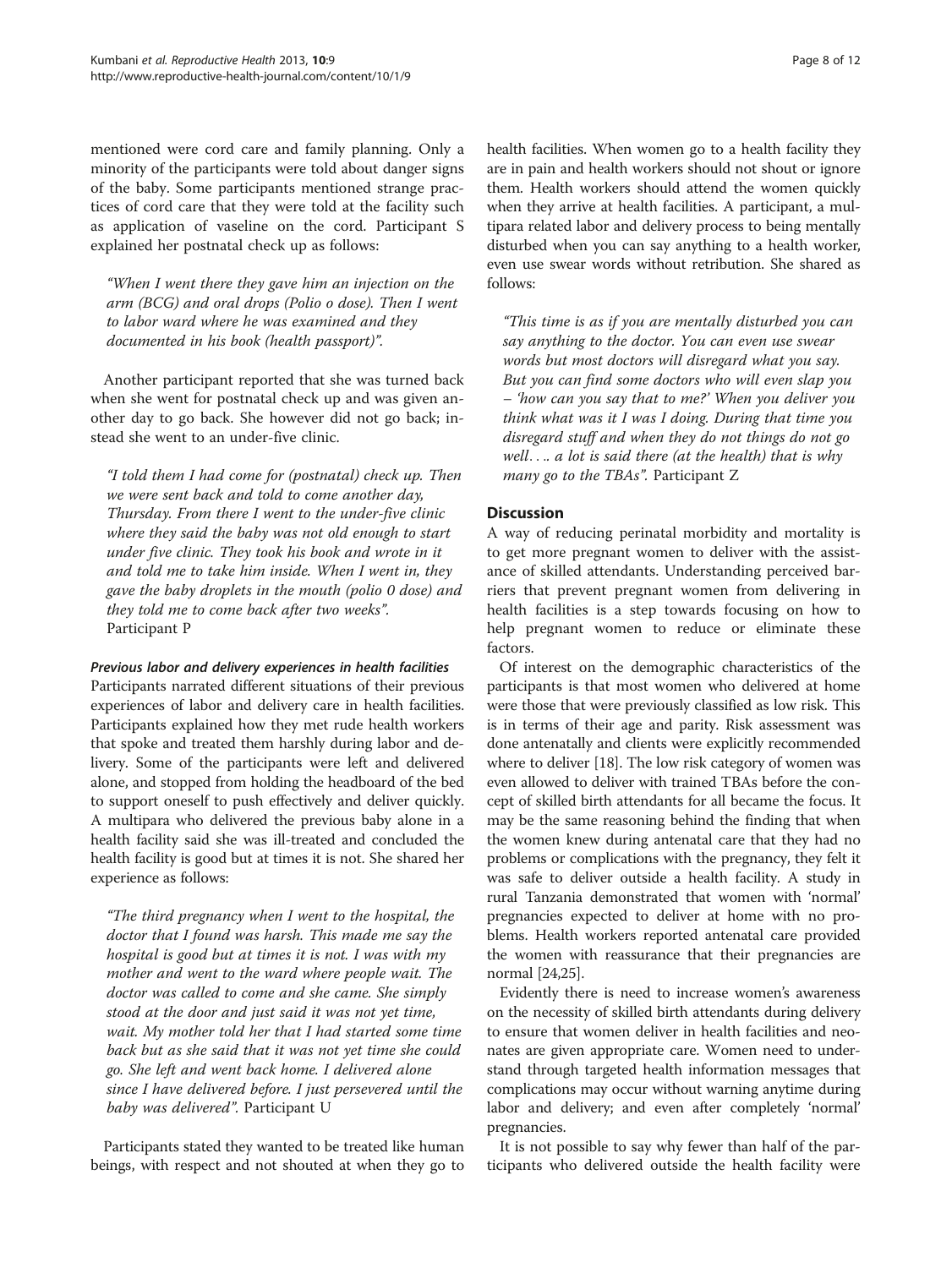mentioned were cord care and family planning. Only a minority of the participants were told about danger signs of the baby. Some participants mentioned strange practices of cord care that they were told at the facility such as application of vaseline on the cord. Participant S explained her postnatal check up as follows:

> *"When I went there they gave him an injection on the arm (BCG) and oral drops (Polio o dose). Then I went to labor ward where he was examined and they documented in his book (health passport)".*

Another participant reported that she was turned back when she went for postnatal check up and was given another day to go back. She however did not go back; instead she went to an under-five clinic.

> *"I told them I had come for (postnatal) check up. Then we were sent back and told to come another day, Thursday. From there I went to the under-five clinic where they said the baby was not old enough to start under five clinic. They took his book and wrote in it and told me to take him inside. When I went in, they gave the baby droplets in the mouth (polio 0 dose) and they told me to come back after two weeks".* Participant P

#### *Previous labor and delivery experiences in health facilities*

Participants narrated different situations of their previous experiences of labor and delivery care in health facilities. Participants explained how they met rude health workers that spoke and treated them harshly during labor and delivery. Some of the participants were left and delivered alone, and stopped from holding the headboard of the bed to support oneself to push effectively and deliver quickly. A multipara who delivered the previous baby alone in a health facility said she was ill-treated and concluded the health facility is good but at times it is not. She shared her experience as follows:

> *"The third pregnancy when I went to the hospital, the doctor that I found was harsh. This made me say the hospital is good but at times it is not. I was with my mother and went to the ward where people wait. The doctor was called to come and she came. She simply stood at the door and just said it was not yet time, wait. My mother told her that I had started some time back but as she said that it was not yet time she could go. She left and went back home. I delivered alone since I have delivered before. I just persevered until the baby was delivered".* Participant U

Participants stated they wanted to be treated like human beings, with respect and not shouted at when they go to health facilities. When women go to a health facility they are in pain and health workers should not shout or ignore them. Health workers should attend the women quickly when they arrive at health facilities. A participant, a multipara related labor and delivery process to being mentally disturbed when you can say anything to a health worker, even use swear words without retribution. She shared as follows:

> *"This time is as if you are mentally disturbed you can say anything to the doctor. You can even use swear words but most doctors will disregard what you say. But you can find some doctors who will even slap you – 'how can you say that to me?' When you deliver you think what was it I was I doing. During that time you disregard stuff and when they do not things do not go well…. a lot is said there (at the health) that is why many go to the TBAs".* Participant Z

## Discussion

A way of reducing perinatal morbidity and mortality is to get more pregnant women to deliver with the assistance of skilled attendants. Understanding perceived barriers that prevent pregnant women from delivering in health facilities is a step towards focusing on how to help pregnant women to reduce or eliminate these factors.

Of interest on the demographic characteristics of the participants is that most women who delivered at home were those that were previously classified as low risk. This is in terms of their age and parity. Risk assessment was done antenatally and clients were explicitly recommended where to deliver [18]. The low risk category of women was even allowed to deliver with trained TBAs before the concept of skilled birth attendants for all became the focus. It may be the same reasoning behind the finding that when the women knew during antenatal care that they had no problems or complications with the pregnancy, they felt it was safe to deliver outside a health facility. A study in rural Tanzania demonstrated that women with 'normal' pregnancies expected to deliver at home with no problems. Health workers reported antenatal care provided the women with reassurance that their pregnancies are normal [24,25].

Evidently there is need to increase women's awareness on the necessity of skilled birth attendants during delivery to ensure that women deliver in health facilities and neonates are given appropriate care. Women need to understand through targeted health information messages that complications may occur without warning anytime during labor and delivery; and even after completely 'normal' pregnancies.

It is not possible to say why fewer than half of the participants who delivered outside the health facility were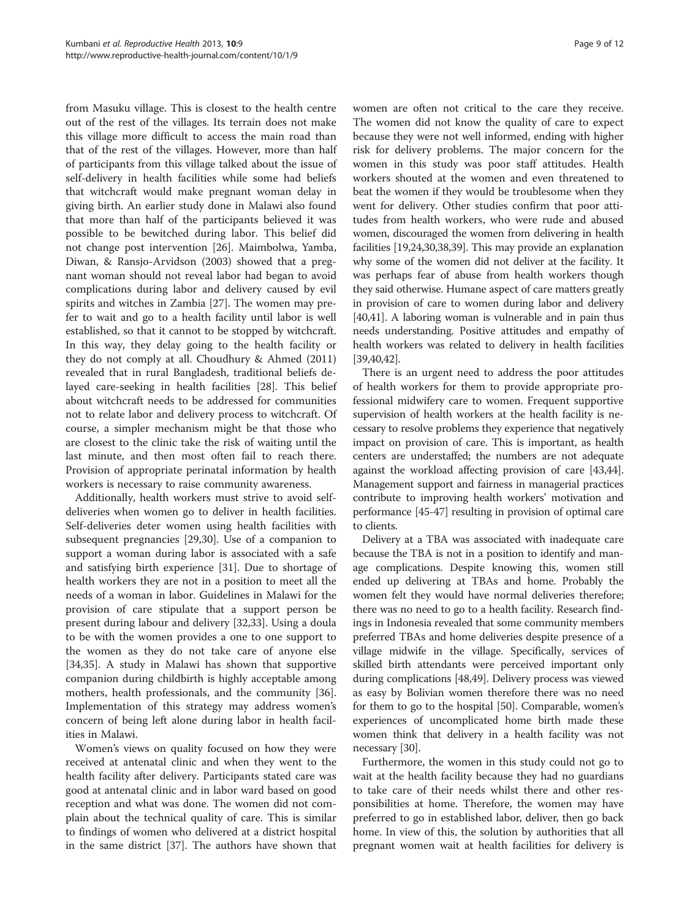from Masuku village. This is closest to the health centre out of the rest of the villages. Its terrain does not make this village more difficult to access the main road than that of the rest of the villages. However, more than half of participants from this village talked about the issue of self-delivery in health facilities while some had beliefs that witchcraft would make pregnant woman delay in giving birth. An earlier study done in Malawi also found that more than half of the participants believed it was possible to be bewitched during labor. This belief did not change post intervention [26]. Maimbolwa, Yamba, Diwan, & Ransjo-Arvidson (2003) showed that a pregnant woman should not reveal labor had began to avoid complications during labor and delivery caused by evil spirits and witches in Zambia [27]. The women may prefer to wait and go to a health facility until labor is well established, so that it cannot to be stopped by witchcraft. In this way, they delay going to the health facility or they do not comply at all. Choudhury & Ahmed (2011) revealed that in rural Bangladesh, traditional beliefs delayed care-seeking in health facilities [28]. This belief about witchcraft needs to be addressed for communities not to relate labor and delivery process to witchcraft. Of course, a simpler mechanism might be that those who are closest to the clinic take the risk of waiting until the last minute, and then most often fail to reach there. Provision of appropriate perinatal information by health workers is necessary to raise community awareness.

Additionally, health workers must strive to avoid self-deliveries when women go to deliver in health facilities. Self-deliveries deter women using health facilities with subsequent pregnancies [29,30]. Use of a companion to support a woman during labor is associated with a safe and satisfying birth experience [31]. Due to shortage of health workers they are not in a position to meet all the needs of a woman in labor. Guidelines in Malawi for the provision of care stipulate that a support person be present during labour and delivery [32,33]. Using a doula to be with the women provides a one to one support to the women as they do not take care of anyone else [34,35]. A study in Malawi has shown that supportive companion during childbirth is highly acceptable among mothers, health professionals, and the community [36]. Implementation of this strategy may address women's concern of being left alone during labor in health facilities in Malawi.

Women's views on quality focused on how they were received at antenatal clinic and when they went to the health facility after delivery. Participants stated care was good at antenatal clinic and in labor ward based on good reception and what was done. The women did not complain about the technical quality of care. This is similar to findings of women who delivered at a district hospital in the same district [37]. The authors have shown that women are often not critical to the care they receive. The women did not know the quality of care to expect because they were not well informed, ending with higher risk for delivery problems. The major concern for the women in this study was poor staff attitudes. Health workers shouted at the women and even threatened to beat the women if they would be troublesome when they went for delivery. Other studies confirm that poor attitudes from health workers, who were rude and abused women, discouraged the women from delivering in health facilities [19,24,30,38,39]. This may provide an explanation why some of the women did not deliver at the facility. It was perhaps fear of abuse from health workers though they said otherwise. Humane aspect of care matters greatly in provision of care to women during labor and delivery [40,41]. A laboring woman is vulnerable and in pain thus needs understanding. Positive attitudes and empathy of health workers was related to delivery in health facilities [39,40,42].

There is an urgent need to address the poor attitudes of health workers for them to provide appropriate professional midwifery care to women. Frequent supportive supervision of health workers at the health facility is necessary to resolve problems they experience that negatively impact on provision of care. This is important, as health centers are understaffed; the numbers are not adequate against the workload affecting provision of care [43,44]. Management support and fairness in managerial practices contribute to improving health workers' motivation and performance [45-47] resulting in provision of optimal care to clients.

Delivery at a TBA was associated with inadequate care because the TBA is not in a position to identify and manage complications. Despite knowing this, women still ended up delivering at TBAs and home. Probably the women felt they would have normal deliveries therefore; there was no need to go to a health facility. Research findings in Indonesia revealed that some community members preferred TBAs and home deliveries despite presence of a village midwife in the village. Specifically, services of skilled birth attendants were perceived important only during complications [48,49]. Delivery process was viewed as easy by Bolivian women therefore there was no need for them to go to the hospital [50]. Comparable, women's experiences of uncomplicated home birth made these women think that delivery in a health facility was not necessary [30].

Furthermore, the women in this study could not go to wait at the health facility because they had no guardians to take care of their needs whilst there and other responsibilities at home. Therefore, the women may have preferred to go in established labor, deliver, then go back home. In view of this, the solution by authorities that all pregnant women wait at health facilities for delivery is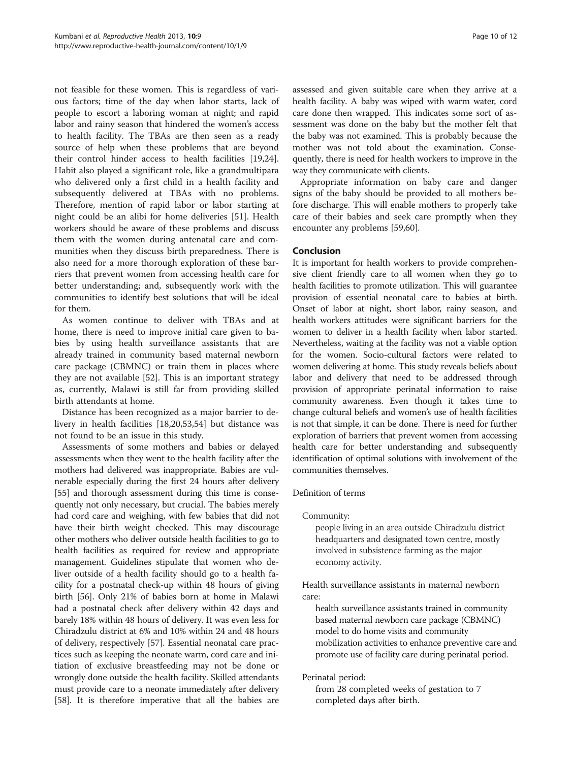not feasible for these women. This is regardless of various factors; time of the day when labor starts, lack of people to escort a laboring woman at night; and rapid labor and rainy season that hindered the women's access to health facility. The TBAs are then seen as a ready source of help when these problems that are beyond their control hinder access to health facilities [19,24]. Habit also played a significant role, like a grandmultipara who delivered only a first child in a health facility and subsequently delivered at TBAs with no problems. Therefore, mention of rapid labor or labor starting at night could be an alibi for home deliveries [51]. Health workers should be aware of these problems and discuss them with the women during antenatal care and communities when they discuss birth preparedness. There is also need for a more thorough exploration of these barriers that prevent women from accessing health care for better understanding; and, subsequently work with the communities to identify best solutions that will be ideal for them.

As women continue to deliver with TBAs and at home, there is need to improve initial care given to babies by using health surveillance assistants that are already trained in community based maternal newborn care package (CBMNC) or train them in places where they are not available [52]. This is an important strategy as, currently, Malawi is still far from providing skilled birth attendants at home.

Distance has been recognized as a major barrier to delivery in health facilities [18,20,53,54] but distance was not found to be an issue in this study.

Assessments of some mothers and babies or delayed assessments when they went to the health facility after the mothers had delivered was inappropriate. Babies are vulnerable especially during the first 24 hours after delivery [55] and thorough assessment during this time is consequently not only necessary, but crucial. The babies merely had cord care and weighing, with few babies that did not have their birth weight checked. This may discourage other mothers who deliver outside health facilities to go to health facilities as required for review and appropriate management. Guidelines stipulate that women who deliver outside of a health facility should go to a health facility for a postnatal check-up within 48 hours of giving birth [56]. Only 21% of babies born at home in Malawi had a postnatal check after delivery within 42 days and barely 18% within 48 hours of delivery. It was even less for Chiradzulu district at 6% and 10% within 24 and 48 hours of delivery, respectively [57]. Essential neonatal care practices such as keeping the neonate warm, cord care and initiation of exclusive breastfeeding may not be done or wrongly done outside the health facility. Skilled attendants must provide care to a neonate immediately after delivery [58]. It is therefore imperative that all the babies are assessed and given suitable care when they arrive at a health facility. A baby was wiped with warm water, cord care done then wrapped. This indicates some sort of assessment was done on the baby but the mother felt that the baby was not examined. This is probably because the mother was not told about the examination. Consequently, there is need for health workers to improve in the way they communicate with clients.

Appropriate information on baby care and danger signs of the baby should be provided to all mothers before discharge. This will enable mothers to properly take care of their babies and seek care promptly when they encounter any problems [59,60].

## Conclusion

It is important for health workers to provide comprehensive client friendly care to all women when they go to health facilities to promote utilization. This will guarantee provision of essential neonatal care to babies at birth. Onset of labor at night, short labor, rainy season, and health workers attitudes were significant barriers for the women to deliver in a health facility when labor started. Nevertheless, waiting at the facility was not a viable option for the women. Socio-cultural factors were related to women delivering at home. This study reveals beliefs about labor and delivery that need to be addressed through provision of appropriate perinatal information to raise community awareness. Even though it takes time to change cultural beliefs and women's use of health facilities is not that simple, it can be done. There is need for further exploration of barriers that prevent women from accessing health care for better understanding and subsequently identification of optimal solutions with involvement of the communities themselves.

Definition of terms

Community:

people living in an area outside Chiradzulu district headquarters and designated town centre, mostly involved in subsistence farming as the major economy activity.

Health surveillance assistants in maternal newborn care:

health surveillance assistants trained in community based maternal newborn care package (CBMNC) model to do home visits and community mobilization activities to enhance preventive care and promote use of facility care during perinatal period.

Perinatal period:

from 28 completed weeks of gestation to 7 completed days after birth.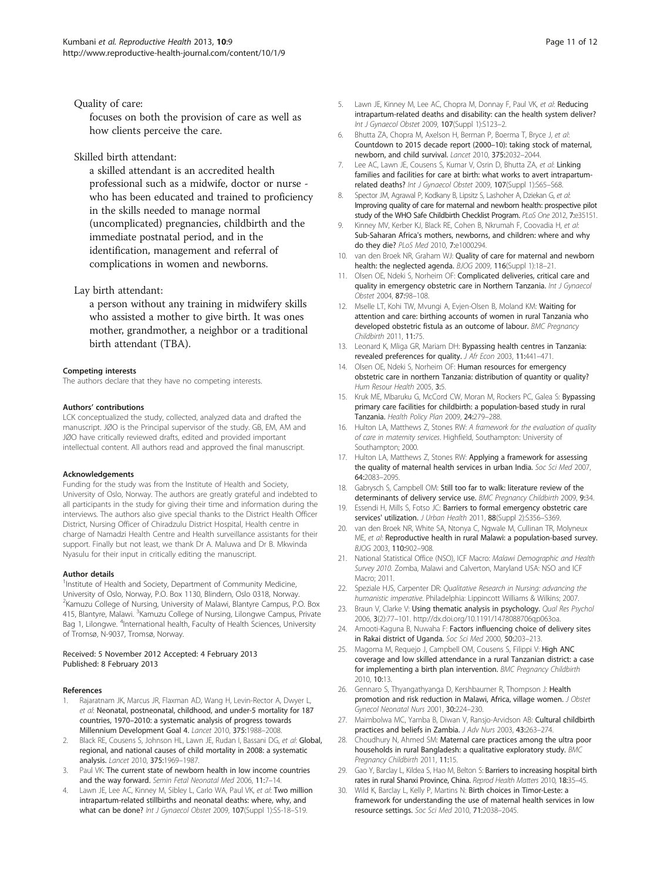Quality of care:

focuses on both the provision of care as well as how clients perceive the care.

Skilled birth attendant:

a skilled attendant is an accredited health professional such as a midwife, doctor or nurse - who has been educated and trained to proficiency in the skills needed to manage normal (uncomplicated) pregnancies, childbirth and the immediate postnatal period, and in the identification, management and referral of complications in women and newborns.

Lay birth attendant:

a person without any training in midwifery skills who assisted a mother to give birth. It was ones mother, grandmother, a neighbor or a traditional birth attendant (TBA).

#### Competing interests

The authors declare that they have no competing interests.

#### Authors' contributions

LCK conceptualized the study, collected, analyzed data and drafted the manuscript. JØO is the Principal supervisor of the study. GB, EM, AM and JØO have critically reviewed drafts, edited and provided important intellectual content. All authors read and approved the final manuscript.

#### Acknowledgements

Funding for the study was from the Institute of Health and Society, University of Oslo, Norway. The authors are greatly grateful and indebted to all participants in the study for giving their time and information during the interviews. The authors also give special thanks to the District Health Officer District, Nursing Officer of Chiradzulu District Hospital, Health centre in charge of Namadzi Health Centre and Health surveillance assistants for their support. Finally but not least, we thank Dr A. Maluwa and Dr B. Mkwinda Nyasulu for their input in critically editing the manuscript.

#### Author details

[1]Institute of Health and Society, Department of Community Medicine, University of Oslo, Norway, P.O. Box 1130, Blindern, Oslo 0318, Norway. [2]Kamuzu College of Nursing, University of Malawi, Blantyre Campus, P.O. Box 415, Blantyre, Malawi. [3]Kamuzu College of Nursing, Lilongwe Campus, Private Bag 1, Lilongwe. [4]International health, Faculty of Health Sciences, University of Tromsø, N-9037, Tromsø, Norway.

Received: 5 November 2012 Accepted: 4 February 2013
Published: 8 February 2013

#### References

1. Rajaratnam JK, Marcus JR, Flaxman AD, Wang H, Levin-Rector A, Dwyer L, *et al*: **Neonatal, postneonatal, childhood, and under-5 mortality for 187 countries, 1970–2010: a systematic analysis of progress towards Millennium Development Goal 4.** *Lancet* 2010, **375:**1988–2008.
2. Black RE, Cousens S, Johnson HL, Lawn JE, Rudan I, Bassani DG, *et al*: **Global, regional, and national causes of child mortality in 2008: a systematic analysis.** *Lancet* 2010, **375:**1969–1987.
3. Paul VK: **The current state of newborn health in low income countries and the way forward.** *Semin Fetal Neonatal Med* 2006, **11:**7–14.
4. Lawn JE, Lee AC, Kinney M, Sibley L, Carlo WA, Paul VK, *et al*: **Two million intrapartum-related stillbirths and neonatal deaths: where, why, and what can be done?** *Int J Gynaecol Obstet* 2009, **107**(Suppl 1):S5-18–S19.
5. Lawn JE, Kinney M, Lee AC, Chopra M, Donnay F, Paul VK, *et al*: **Reducing intrapartum-related deaths and disability: can the health system deliver?** *Int J Gynaecol Obstet* 2009, **107**(Suppl 1):S123–2.
6. Bhutta ZA, Chopra M, Axelson H, Berman P, Boerma T, Bryce J, *et al*: **Countdown to 2015 decade report (2000–10): taking stock of maternal, newborn, and child survival.** *Lancet* 2010, **375:**2032–2044.
7. Lee AC, Lawn JE, Cousens S, Kumar V, Osrin D, Bhutta ZA, *et al*: **Linking families and facilities for care at birth: what works to avert intrapartum-related deaths?** *Int J Gynaecol Obstet* 2009, **107**(Suppl 1):S65–S68.
8. Spector JM, Agrawal P, Kodkany B, Lipsitz S, Lashoher A, Dziekan G, *et al*: **Improving quality of care for maternal and newborn health: prospective pilot study of the WHO Safe Childbirth Checklist Program.** *PLoS One* 2012, **7:**e35151.
9. Kinney MV, Kerber KJ, Black RE, Cohen B, Nkrumah F, Coovadia H, *et al*: **Sub-Saharan Africa's mothers, newborns, and children: where and why do they die?** *PLoS Med* 2010, **7:**e1000294.
10. van den Broek NR, Graham WJ: **Quality of care for maternal and newborn health: the neglected agenda.** *BJOG* 2009, **116**(Suppl 1):18–21.
11. Olsen OE, Ndeki S, Norheim OF: **Complicated deliveries, critical care and quality in emergency obstetric care in Northern Tanzania.** *Int J Gynaecol Obstet* 2004, **87:**98–108.
12. Mselle LT, Kohi TW, Mvungi A, Evjen-Olsen B, Moland KM: **Waiting for attention and care: birthing accounts of women in rural Tanzania who developed obstetric fistula as an outcome of labour.** *BMC Pregnancy Childbirth* 2011, **11:**75.
13. Leonard K, Mliga GR, Mariam DH: **Bypassing health centres in Tanzania: revealed preferences for quality.** *J Afr Econ* 2003, **11:**441–471.
14. Olsen OE, Ndeki S, Norheim OF: **Human resources for emergency obstetric care in northern Tanzania: distribution of quantity or quality?** *Hum Resour Health* 2005, **3:**5.
15. Kruk ME, Mbaruku G, McCord CW, Moran M, Rockers PC, Galea S: **Bypassing primary care facilities for childbirth: a population-based study in rural Tanzania.** *Health Policy Plan* 2009, **24:**279–288.
16. Hulton LA, Matthews Z, Stones RW: *A framework for the evaluation of quality of care in maternity services*. Highfield, Southampton: University of Southampton; 2000.
17. Hulton LA, Matthews Z, Stones RW: **Applying a framework for assessing the quality of maternal health services in urban India.** *Soc Sci Med* 2007, **64:**2083–2095.
18. Gabrysch S, Campbell OM: **Still too far to walk: literature review of the determinants of delivery service use.** *BMC Pregnancy Childbirth* 2009, **9:**34.
19. Essendi H, Mills S, Fotso JC: **Barriers to formal emergency obstetric care services' utilization.** *J Urban Health* 2011, **88**(Suppl 2):S356–S369.
20. van den Broek NR, White SA, Ntonya C, Ngwale M, Cullinan TR, Molyneux ME, *et al*: **Reproductive health in rural Malawi: a population-based survey.** *BJOG* 2003, **110:**902–908.
21. National Statistical Office (NSO), ICF Macro: *Malawi Demographic and Health Survey 2010*. Zomba, Malawi and Calverton, Maryland USA: NSO and ICF Macro; 2011.
22. Speziale HJS, Carpenter DR: *Qualitative Research in Nursing: advancing the humanistic imperative*. Philadelphia: Lippincott Williams & Wilkins; 2007.
23. Braun V, Clarke V: **Using thematic analysis in psychology.** *Qual Res Psychol* 2006, **3**(2):77–101. http://dx.doi.org/10.1191/1478088706qp063oa.
24. Amooti-Kaguna B, Nuwaha F: **Factors influencing choice of delivery sites in Rakai district of Uganda.** *Soc Sci Med* 2000, **50:**203–213.
25. Magoma M, Requejo J, Campbell OM, Cousens S, Filippi V: **High ANC coverage and low skilled attendance in a rural Tanzanian district: a case for implementing a birth plan intervention.** *BMC Pregnancy Childbirth* 2010, **10:**13.
26. Gennaro S, Thyangathyanga D, Kershbaumer R, Thompson J: **Health promotion and risk reduction in Malawi, Africa, village women.** *J Obstet Gynecol Neonatal Nurs* 2001, **30:**224–230.
27. Maimbolwa MC, Yamba B, Diwan V, Ransjo-Arvidson AB: **Cultural childbirth practices and beliefs in Zambia.** *J Adv Nurs* 2003, **43:**263–274.
28. Choudhury N, Ahmed SM: **Maternal care practices among the ultra poor households in rural Bangladesh: a qualitative exploratory study.** *BMC Pregnancy Childbirth* 2011, **11:**15.
29. Gao Y, Barclay L, Kildea S, Hao M, Belton S: **Barriers to increasing hospital birth rates in rural Shanxi Province, China.** *Reprod Health Matters* 2010, **18:**35–45.
30. Wild K, Barclay L, Kelly P, Martins N: **Birth choices in Timor-Leste: a framework for understanding the use of maternal health services in low resource settings.** *Soc Sci Med* 2010, **71:**2038–2045.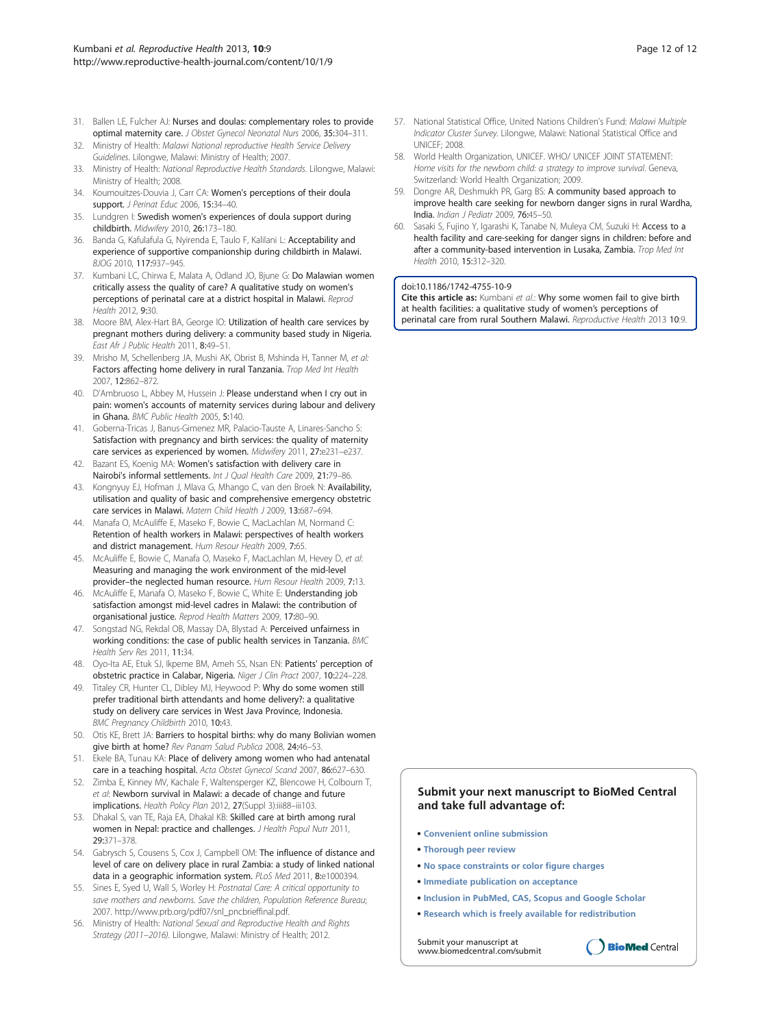31. Ballen LE, Fulcher AJ: **Nurses and doulas: complementary roles to provide optimal maternity care.** *J Obstet Gynecol Neonatal Nurs* 2006, **35:**304–311.
32. Ministry of Health: *Malawi National reproductive Health Service Delivery Guidelines*. Lilongwe, Malawi: Ministry of Health; 2007.
33. Ministry of Health: *National Reproductive Health Standards*. Lilongwe, Malawi: Ministry of Health; 2008.
34. Koumouitzes-Douvia J, Carr CA: **Women's perceptions of their doula support.** *J Perinat Educ* 2006, **15:**34–40.
35. Lundgren I: **Swedish women's experiences of doula support during childbirth.** *Midwifery* 2010, **26:**173–180.
36. Banda G, Kafulafula G, Nyirenda E, Taulo F, Kalilani L: **Acceptability and experience of supportive companionship during childbirth in Malawi.** *BJOG* 2010, **117:**937–945.
37. Kumbani LC, Chirwa E, Malata A, Odland JO, Bjune G: **Do Malawian women critically assess the quality of care? A qualitative study on women's perceptions of perinatal care at a district hospital in Malawi.** *Reprod Health* 2012, **9:**30.
38. Moore BM, Alex-Hart BA, George IO: **Utilization of health care services by pregnant mothers during delivery: a community based study in Nigeria.** *East Afr J Public Health* 2011, **8:**49–51.
39. Mrisho M, Schellenberg JA, Mushi AK, Obrist B, Mshinda H, Tanner M, *et al*: **Factors affecting home delivery in rural Tanzania.** *Trop Med Int Health* 2007, **12:**862–872.
40. D'Ambruoso L, Abbey M, Hussein J: **Please understand when I cry out in pain: women's accounts of maternity services during labour and delivery in Ghana.** *BMC Public Health* 2005, **5:**140.
41. Goberna-Tricas J, Banus-Gimenez MR, Palacio-Tauste A, Linares-Sancho S: **Satisfaction with pregnancy and birth services: the quality of maternity care services as experienced by women.** *Midwifery* 2011, **27:**e231–e237.
42. Bazant ES, Koenig MA: **Women's satisfaction with delivery care in Nairobi's informal settlements.** *Int J Qual Health Care* 2009, **21:**79–86.
43. Kongnyuy EJ, Hofman J, Mlava G, Mhango C, van den Broek N: **Availability, utilisation and quality of basic and comprehensive emergency obstetric care services in Malawi.** *Matern Child Health J* 2009, **13:**687–694.
44. Manafa O, McAuliffe E, Maseko F, Bowie C, MacLachlan M, Normand C: **Retention of health workers in Malawi: perspectives of health workers and district management.** *Hum Resour Health* 2009, **7:**65.
45. McAuliffe E, Bowie C, Manafa O, Maseko F, MacLachlan M, Hevey D, *et al*: **Measuring and managing the work environment of the mid-level provider–the neglected human resource.** *Hum Resour Health* 2009, **7:**13.
46. McAuliffe E, Manafa O, Maseko F, Bowie C, White E: **Understanding job satisfaction amongst mid-level cadres in Malawi: the contribution of organisational justice.** *Reprod Health Matters* 2009, **17:**80–90.
47. Songstad NG, Rekdal OB, Massay DA, Blystad A: **Perceived unfairness in working conditions: the case of public health services in Tanzania.** *BMC Health Serv Res* 2011, **11:**34.
48. Oyo-Ita AE, Etuk SJ, Ikpeme BM, Ameh SS, Nsan EN: **Patients' perception of obstetric practice in Calabar, Nigeria.** *Niger J Clin Pract* 2007, **10:**224–228.
49. Titaley CR, Hunter CL, Dibley MJ, Heywood P: **Why do some women still prefer traditional birth attendants and home delivery?: a qualitative study on delivery care services in West Java Province, Indonesia.** *BMC Pregnancy Childbirth* 2010, **10:**43.
50. Otis KE, Brett JA: **Barriers to hospital births: why do many Bolivian women give birth at home?** *Rev Panam Salud Publica* 2008, **24:**46–53.
51. Ekele BA, Tunau KA: **Place of delivery among women who had antenatal care in a teaching hospital.** *Acta Obstet Gynecol Scand* 2007, **86:**627–630.
52. Zimba E, Kinney MV, Kachale F, Waltensperger KZ, Blencowe H, Colbourn T, *et al*: **Newborn survival in Malawi: a decade of change and future implications.** *Health Policy Plan* 2012, **27**(Suppl 3):iii88–iii103.
53. Dhakal S, van TE, Raja EA, Dhakal KB: **Skilled care at birth among rural women in Nepal: practice and challenges.** *J Health Popul Nutr* 2011, **29:**371–378.
54. Gabrysch S, Cousens S, Cox J, Campbell OM: **The influence of distance and level of care on delivery place in rural Zambia: a study of linked national data in a geographic information system.** *PLoS Med* 2011, **8:**e1000394.
55. Sines E, Syed U, Wall S, Worley H: *Postnatal Care: A critical opportunity to save mothers and newborns. Save the children, Population Reference Bureau*; 2007. http://www.prb.org/pdf07/snl_pncbrieffinal.pdf.
56. Ministry of Health: *National Sexual and Reproductive Health and Rights Strategy (2011–2016)*. Lilongwe, Malawi: Ministry of Health; 2012.
57. National Statistical Office, United Nations Children's Fund: *Malawi Multiple Indicator Cluster Survey*. Lilongwe, Malawi: National Statistical Office and UNICEF; 2008.
58. World Health Organization, UNICEF. WHO/ UNICEF JOINT STATEMENT: *Home visits for the newborn child: a strategy to improve survival*. Geneva, Switzerland: World Health Organization; 2009.
59. Dongre AR, Deshmukh PR, Garg BS: **A community based approach to improve health care seeking for newborn danger signs in rural Wardha, India.** *Indian J Pediatr* 2009, **76:**45–50.
60. Sasaki S, Fujino Y, Igarashi K, Tanabe N, Muleya CM, Suzuki H: **Access to a health facility and care-seeking for danger signs in children: before and after a community-based intervention in Lusaka, Zambia.** *Trop Med Int Health* 2010, **15:**312–320.

doi:10.1186/1742-4755-10-9

**Cite this article as:** Kumbani *et al.*: Why some women fail to give birth at health facilities: a qualitative study of women's perceptions of perinatal care from rural Southern Malawi. *Reproductive Health* 2013 **10**:9.

**Submit your next manuscript to BioMed Central and take full advantage of:**

- **Convenient online submission**
- **Thorough peer review**
- **No space constraints or color figure charges**
- **Immediate publication on acceptance**
- **Inclusion in PubMed, CAS, Scopus and Google Scholar**
- **Research which is freely available for redistribution**

Submit your manuscript at
www.biomedcentral.com/submit

BioMed Central